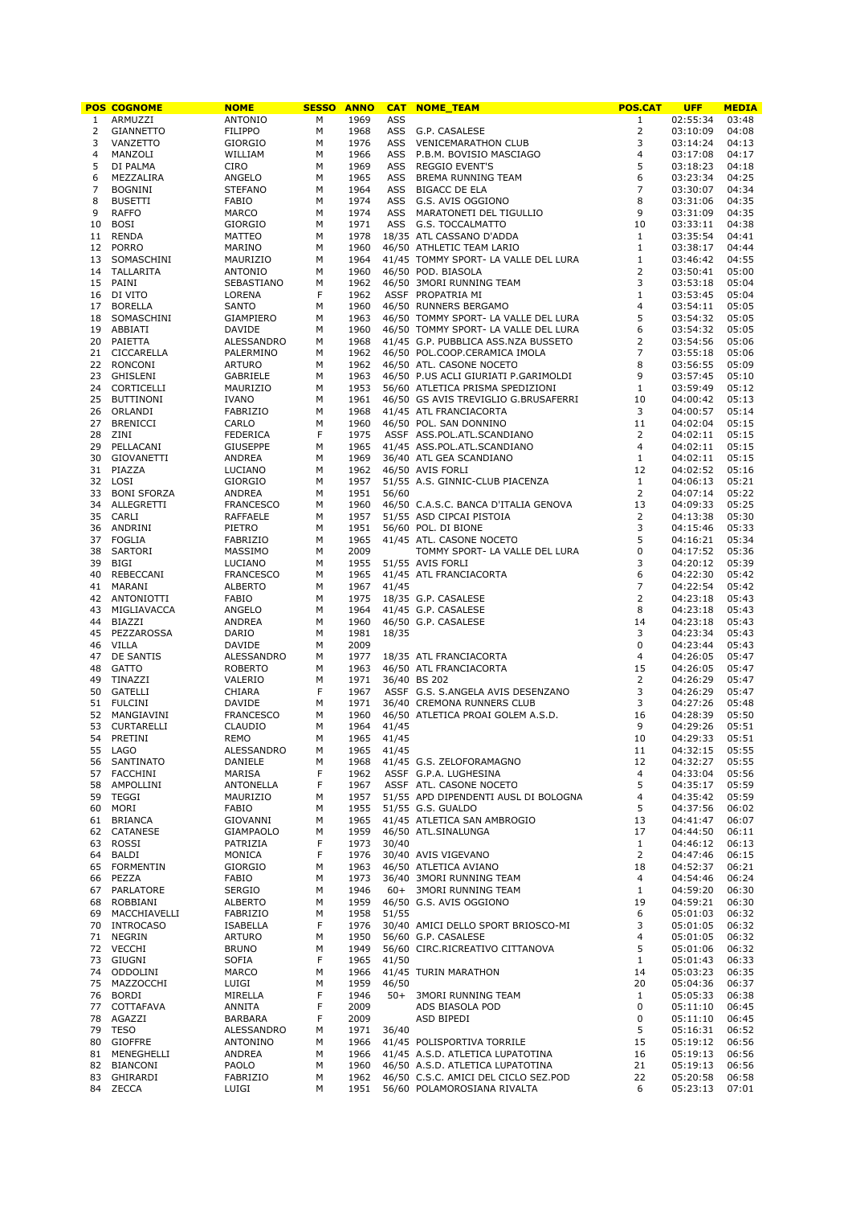| POS | COGNOME | NOME | SESSO | ANNO | CAT | NOME_TEAM | POS.CAT | UFF | MEDIA |
|---|---|---|---|---|---|---|---|---|---|
| 1 | ARMUZZI | ANTONIO | M | 1969 | ASS | | 1 | 02:55:34 | 03:48 |
| 2 | GIANNETTO | FILIPPO | M | 1968 | ASS | G.P. CASALESE | 2 | 03:10:09 | 04:08 |
| 3 | VANZETTO | GIORGIO | M | 1976 | ASS | VENICEMARATHON CLUB | 3 | 03:14:24 | 04:13 |
| 4 | MANZOLI | WILLIAM | M | 1966 | ASS | P.B.M. BOVISIO MASCIAGO | 4 | 03:17:08 | 04:17 |
| 5 | DI PALMA | CIRO | M | 1969 | ASS | REGGIO EVENT'S | 5 | 03:18:23 | 04:18 |
| 6 | MEZZALIRA | ANGELO | M | 1965 | ASS | BREMA RUNNING TEAM | 6 | 03:23:34 | 04:25 |
| 7 | BOGNINI | STEFANO | M | 1964 | ASS | BIGACC DE ELA | 7 | 03:30:07 | 04:34 |
| 8 | BUSETTI | FABIO | M | 1974 | ASS | G.S. AVIS OGGIONO | 8 | 03:31:06 | 04:35 |
| 9 | RAFFO | MARCO | M | 1974 | ASS | MARATONETI DEL TIGULLIO | 9 | 03:31:09 | 04:35 |
| 10 | BOSI | GIORGIO | M | 1971 | ASS | G.S. TOCCALMATTO | 10 | 03:33:11 | 04:38 |
| 11 | RENDA | MATTEO | M | 1978 | 18/35 | ATL CASSANO D'ADDA | 1 | 03:35:54 | 04:41 |
| 12 | PORRO | MARINO | M | 1960 | 46/50 | ATHLETIC TEAM LARIO | 1 | 03:38:17 | 04:44 |
| 13 | SOMASCHINI | MAURIZIO | M | 1964 | 41/45 | TOMMY SPORT- LA VALLE DEL LURA | 1 | 03:46:42 | 04:55 |
| 14 | TALLARITA | ANTONIO | M | 1960 | 46/50 | POD. BIASOLA | 2 | 03:50:41 | 05:00 |
| 15 | PAINI | SEBASTIANO | M | 1962 | 46/50 | 3MORI RUNNING TEAM | 3 | 03:53:18 | 05:04 |
| 16 | DI VITO | LORENA | F | 1962 | ASSF | PROPATRIA MI | 1 | 03:53:45 | 05:04 |
| 17 | BORELLA | SANTO | M | 1960 | 46/50 | RUNNERS BERGAMO | 4 | 03:54:11 | 05:05 |
| 18 | SOMASCHINI | GIAMPIERO | M | 1963 | 46/50 | TOMMY SPORT- LA VALLE DEL LURA | 5 | 03:54:32 | 05:05 |
| 19 | ABBIATI | DAVIDE | M | 1960 | 46/50 | TOMMY SPORT- LA VALLE DEL LURA | 6 | 03:54:32 | 05:05 |
| 20 | PAIETTA | ALESSANDRO | M | 1968 | 41/45 | G.P. PUBBLICA ASS.NZA BUSSETO | 2 | 03:54:56 | 05:06 |
| 21 | CICCARELLA | PALERMINO | M | 1962 | 46/50 | POL.COOP.CERAMICA IMOLA | 7 | 03:55:18 | 05:06 |
| 22 | RONCONI | ARTURO | M | 1962 | 46/50 | ATL. CASONE NOCETO | 8 | 03:56:55 | 05:09 |
| 23 | GHISLENI | GABRIELE | M | 1963 | 46/50 | P.US ACLI GIURIATI P.GARIMOLDI | 9 | 03:57:45 | 05:10 |
| 24 | CORTICELLI | MAURIZIO | M | 1953 | 56/60 | ATLETICA PRISMA SPEDIZIONI | 1 | 03:59:49 | 05:12 |
| 25 | BUTTINONI | IVANO | M | 1961 | 46/50 | GS AVIS TREVIGLIO G.BRUSAFERRI | 10 | 04:00:42 | 05:13 |
| 26 | ORLANDI | FABRIZIO | M | 1968 | 41/45 | ATL FRANCIACORTA | 3 | 04:00:57 | 05:14 |
| 27 | BRENICCI | CARLO | M | 1960 | 46/50 | POL. SAN DONNINO | 11 | 04:02:04 | 05:15 |
| 28 | ZINI | FEDERICA | F | 1975 | ASSF | ASS.POL.ATL.SCANDIANO | 2 | 04:02:11 | 05:15 |
| 29 | PELLACANI | GIUSEPPE | M | 1965 | 41/45 | ASS.POL.ATL.SCANDIANO | 4 | 04:02:11 | 05:15 |
| 30 | GIOVANETTI | ANDREA | M | 1969 | 36/40 | ATL GEA SCANDIANO | 1 | 04:02:11 | 05:15 |
| 31 | PIAZZA | LUCIANO | M | 1962 | 46/50 | AVIS FORLI | 12 | 04:02:52 | 05:16 |
| 32 | LOSI | GIORGIO | M | 1957 | 51/55 | A.S. GINNIC-CLUB PIACENZA | 1 | 04:06:13 | 05:21 |
| 33 | BONI SFORZA | ANDREA | M | 1951 | 56/60 | | 2 | 04:07:14 | 05:22 |
| 34 | ALLEGRETTI | FRANCESCO | M | 1960 | 46/50 | C.A.S.C. BANCA D'ITALIA GENOVA | 13 | 04:09:33 | 05:25 |
| 35 | CARLI | RAFFAELE | M | 1957 | 51/55 | ASD CIPCAI PISTOIA | 2 | 04:13:38 | 05:30 |
| 36 | ANDRINI | PIETRO | M | 1951 | 56/60 | POL. DI BIONE | 3 | 04:15:46 | 05:33 |
| 37 | FOGLIA | FABRIZIO | M | 1965 | 41/45 | ATL. CASONE NOCETO | 5 | 04:16:21 | 05:34 |
| 38 | SARTORI | MASSIMO | M | 2009 | | TOMMY SPORT- LA VALLE DEL LURA | 0 | 04:17:52 | 05:36 |
| 39 | BIGI | LUCIANO | M | 1955 | 51/55 | AVIS FORLI | 3 | 04:20:12 | 05:39 |
| 40 | REBECCANI | FRANCESCO | M | 1965 | 41/45 | ATL FRANCIACORTA | 6 | 04:22:30 | 05:42 |
| 41 | MARANI | ALBERTO | M | 1967 | 41/45 | | 7 | 04:22:54 | 05:42 |
| 42 | ANTONIOTTI | FABIO | M | 1975 | 18/35 | G.P. CASALESE | 2 | 04:23:18 | 05:43 |
| 43 | MIGLIAVACCA | ANGELO | M | 1964 | 41/45 | G.P. CASALESE | 8 | 04:23:18 | 05:43 |
| 44 | BIAZZI | ANDREA | M | 1960 | 46/50 | G.P. CASALESE | 14 | 04:23:18 | 05:43 |
| 45 | PEZZAROSSA | DARIO | M | 1981 | 18/35 | | 3 | 04:23:34 | 05:43 |
| 46 | VILLA | DAVIDE | M | 2009 | | | 0 | 04:23:44 | 05:43 |
| 47 | DE SANTIS | ALESSANDRO | M | 1977 | 18/35 | ATL FRANCIACORTA | 4 | 04:26:05 | 05:47 |
| 48 | GATTO | ROBERTO | M | 1963 | 46/50 | ATL FRANCIACORTA | 15 | 04:26:05 | 05:47 |
| 49 | TINAZZI | VALERIO | M | 1971 | 36/40 | BS 202 | 2 | 04:26:29 | 05:47 |
| 50 | GATELLI | CHIARA | F | 1967 | ASSF | G.S. S.ANGELA AVIS DESENZANO | 3 | 04:26:29 | 05:47 |
| 51 | FULCINI | DAVIDE | M | 1971 | 36/40 | CREMONA RUNNERS CLUB | 3 | 04:27:26 | 05:48 |
| 52 | MANGIAVINI | FRANCESCO | M | 1960 | 46/50 | ATLETICA PROAI GOLEM A.S.D. | 16 | 04:28:39 | 05:50 |
| 53 | CURTARELLI | CLAUDIO | M | 1964 | 41/45 | | 9 | 04:29:26 | 05:51 |
| 54 | PRETINI | REMO | M | 1965 | 41/45 | | 10 | 04:29:33 | 05:51 |
| 55 | LAGO | ALESSANDRO | M | 1965 | 41/45 | | 11 | 04:32:15 | 05:55 |
| 56 | SANTINATO | DANIELE | M | 1968 | 41/45 | G.S. ZELOFORAMAGNO | 12 | 04:32:27 | 05:55 |
| 57 | FACCHINI | MARISA | F | 1962 | ASSF | G.P.A. LUGHESINA | 4 | 04:33:04 | 05:56 |
| 58 | AMPOLLINI | ANTONELLA | F | 1967 | ASSF | ATL. CASONE NOCETO | 5 | 04:35:17 | 05:59 |
| 59 | TEGGI | MAURIZIO | M | 1957 | 51/55 | APD DIPENDENTI AUSL DI BOLOGNA | 4 | 04:35:42 | 05:59 |
| 60 | MORI | FABIO | M | 1955 | 51/55 | G.S. GUALDO | 5 | 04:37:56 | 06:02 |
| 61 | BRIANCA | GIOVANNI | M | 1965 | 41/45 | ATLETICA SAN AMBROGIO | 13 | 04:41:47 | 06:07 |
| 62 | CATANESE | GIAMPAOLO | M | 1959 | 46/50 | ATL.SINALUNGA | 17 | 04:44:50 | 06:11 |
| 63 | ROSSI | PATRIZIA | F | 1973 | 30/40 | | 1 | 04:46:12 | 06:13 |
| 64 | BALDI | MONICA | F | 1976 | 30/40 | AVIS VIGEVANO | 2 | 04:47:46 | 06:15 |
| 65 | FORMENTIN | GIORGIO | M | 1963 | 46/50 | ATLETICA AVIANO | 18 | 04:52:37 | 06:21 |
| 66 | PEZZA | FABIO | M | 1973 | 36/40 | 3MORI RUNNING TEAM | 4 | 04:54:46 | 06:24 |
| 67 | PARLATORE | SERGIO | M | 1946 | 60+ | 3MORI RUNNING TEAM | 1 | 04:59:20 | 06:30 |
| 68 | ROBBIANI | ALBERTO | M | 1959 | 46/50 | G.S. AVIS OGGIONO | 19 | 04:59:21 | 06:30 |
| 69 | MACCHIAVELLI | FABRIZIO | M | 1958 | 51/55 | | 6 | 05:01:03 | 06:32 |
| 70 | INTROCASO | ISABELLA | F | 1976 | 30/40 | AMICI DELLO SPORT BRIOSCO-MI | 3 | 05:01:05 | 06:32 |
| 71 | NEGRIN | ARTURO | M | 1950 | 56/60 | G.P. CASALESE | 4 | 05:01:05 | 06:32 |
| 72 | VECCHI | BRUNO | M | 1949 | 56/60 | CIRC.RICREATIVO CITTANOVA | 5 | 05:01:06 | 06:32 |
| 73 | GIUGNI | SOFIA | F | 1965 | 41/50 | | 1 | 05:01:43 | 06:33 |
| 74 | ODDOLINI | MARCO | M | 1966 | 41/45 | TURIN MARATHON | 14 | 05:03:23 | 06:35 |
| 75 | MAZZOCCHI | LUIGI | M | 1959 | 46/50 | | 20 | 05:04:36 | 06:37 |
| 76 | BORDI | MIRELLA | F | 1946 | 50+ | 3MORI RUNNING TEAM | 1 | 05:05:33 | 06:38 |
| 77 | COTTAFAVA | ANNITA | F | 2009 | | ADS BIASOLA POD | 0 | 05:11:10 | 06:45 |
| 78 | AGAZZI | BARBARA | F | 2009 | | ASD BIPEDI | 0 | 05:11:10 | 06:45 |
| 79 | TESO | ALESSANDRO | M | 1971 | 36/40 | | 5 | 05:16:31 | 06:52 |
| 80 | GIOFFRE | ANTONINO | M | 1966 | 41/45 | POLISPORTIVA TORRILE | 15 | 05:19:12 | 06:56 |
| 81 | MENEGHELLI | ANDREA | M | 1966 | 41/45 | A.S.D. ATLETICA LUPATOTINA | 16 | 05:19:13 | 06:56 |
| 82 | BIANCONI | PAOLO | M | 1960 | 46/50 | A.S.D. ATLETICA LUPATOTINA | 21 | 05:19:13 | 06:56 |
| 83 | GHIRARDI | FABRIZIO | M | 1962 | 46/50 | C.S.C. AMICI DEL CICLO SEZ.POD | 22 | 05:20:58 | 06:58 |
| 84 | ZECCA | LUIGI | M | 1951 | 56/60 | POLAMOROSIANA RIVALTA | 6 | 05:23:13 | 07:01 |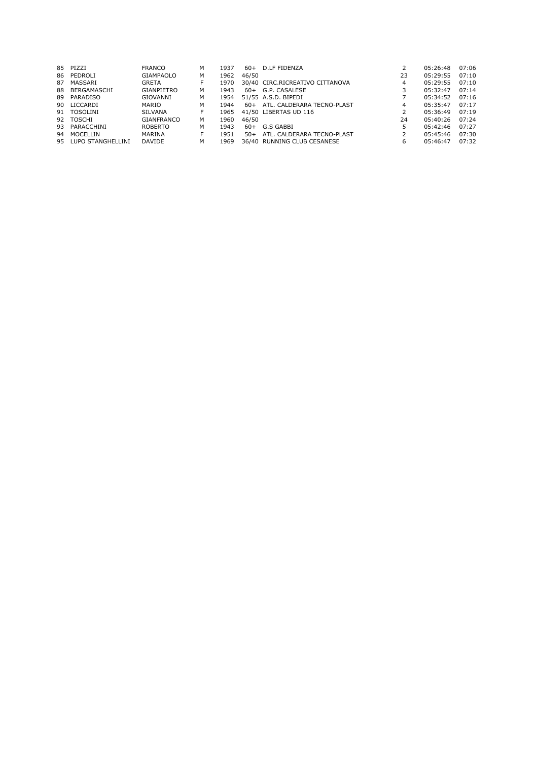| | | | | | | | | | |
|---|---|---|---|---|---|---|---|---|---|
| 85 | PIZZI | FRANCO | M | 1937 | 60+ | D.LF FIDENZA | 2 | 05:26:48 | 07:06 |
| 86 | PEDROLI | GIAMPAOLO | M | 1962 | 46/50 | | 23 | 05:29:55 | 07:10 |
| 87 | MASSARI | GRETA | F | 1970 | 30/40 | CIRC.RICREATIVO CITTANOVA | 4 | 05:29:55 | 07:10 |
| 88 | BERGAMASCHI | GIANPIETRO | M | 1943 | 60+ | G.P. CASALESE | 3 | 05:32:47 | 07:14 |
| 89 | PARADISO | GIOVANNI | M | 1954 | 51/55 | A.S.D. BIPEDI | 7 | 05:34:52 | 07:16 |
| 90 | LICCARDI | MARIO | M | 1944 | 60+ | ATL. CALDERARA TECNO-PLAST | 4 | 05:35:47 | 07:17 |
| 91 | TOSOLINI | SILVANA | F | 1965 | 41/50 | LIBERTAS UD 116 | 2 | 05:36:49 | 07:19 |
| 92 | TOSCHI | GIANFRANCO | M | 1960 | 46/50 | | 24 | 05:40:26 | 07:24 |
| 93 | PARACCHINI | ROBERTO | M | 1943 | 60+ | G.S GABBI | 5 | 05:42:46 | 07:27 |
| 94 | MOCELLIN | MARINA | F | 1951 | 50+ | ATL. CALDERARA TECNO-PLAST | 2 | 05:45:46 | 07:30 |
| 95 | LUPO STANGHELLINI | DAVIDE | M | 1969 | 36/40 | RUNNING CLUB CESANESE | 6 | 05:46:47 | 07:32 |